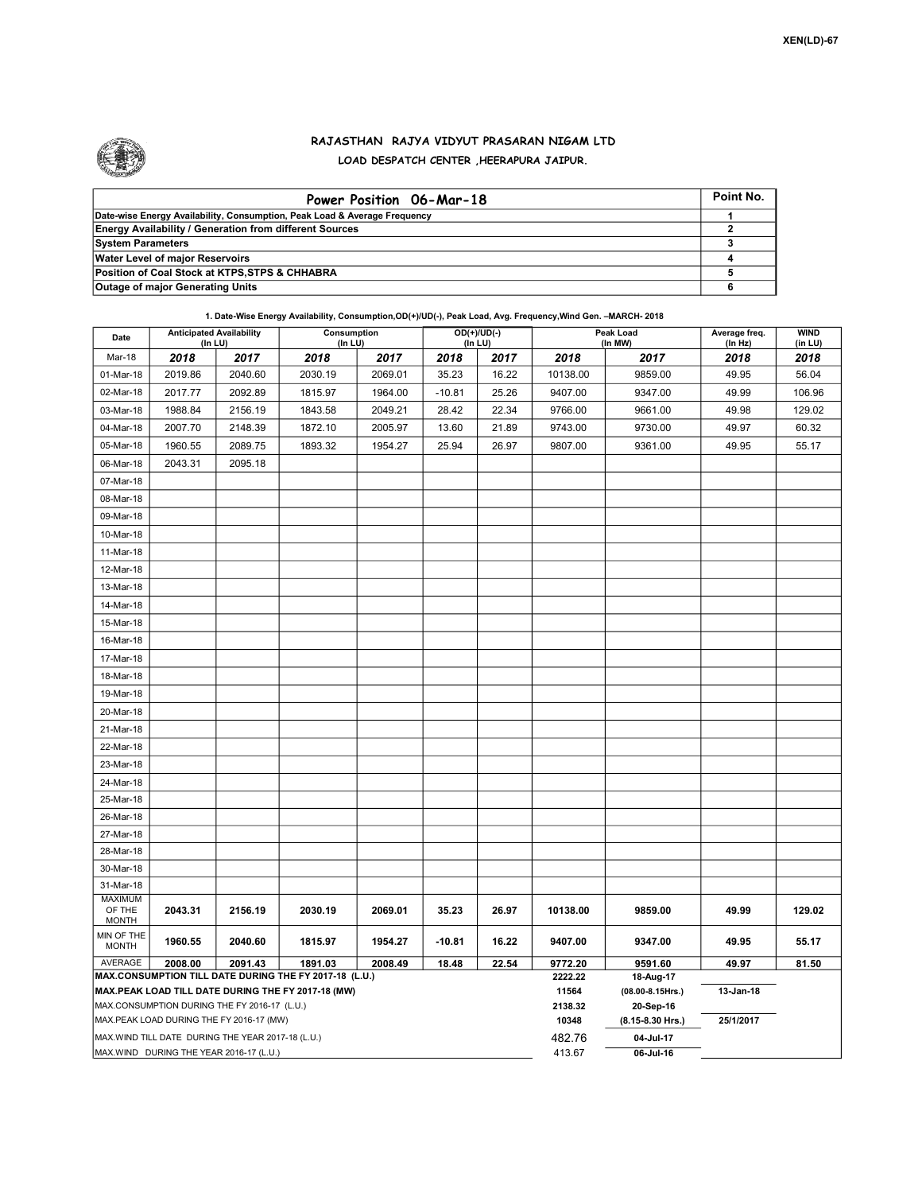XEN(LD)-67

## RAJASTHAN RAJYA VIDYUT PRASARAN NIGAM LTD

### LOAD DESPATCH CENTER ,HEERAPURA JAIPUR.

| Power Position 06-Mar-18 | Point No. |
|---|---|
| Date-wise Energy Availability, Consumption, Peak Load & Average Frequency | 1 |
| Energy Availability / Generation from different Sources | 2 |
| System Parameters | 3 |
| Water Level of major Reservoirs | 4 |
| Position of Coal Stock at KTPS,STPS & CHHABRA | 5 |
| Outage of major Generating Units | 6 |

**1. Date-Wise Energy Availability, Consumption,OD(+)/UD(-), Peak Load, Avg. Frequency,Wind Gen. –MARCH- 2018**

| Date | Anticipated Availability (In LU) | | Consumption (In LU) | | OD(+)/UD(-) (In LU) | | Peak Load (In MW) | | Average freq. (In Hz) | WIND (in LU) |
|---|---|---|---|---|---|---|---|---|---|---|
| Mar-18 | 2018 | 2017 | 2018 | 2017 | 2018 | 2017 | 2018 | 2017 | 2018 | 2018 |
| 01-Mar-18 | 2019.86 | 2040.60 | 2030.19 | 2069.01 | 35.23 | 16.22 | 10138.00 | 9859.00 | 49.95 | 56.04 |
| 02-Mar-18 | 2017.77 | 2092.89 | 1815.97 | 1964.00 | -10.81 | 25.26 | 9407.00 | 9347.00 | 49.99 | 106.96 |
| 03-Mar-18 | 1988.84 | 2156.19 | 1843.58 | 2049.21 | 28.42 | 22.34 | 9766.00 | 9661.00 | 49.98 | 129.02 |
| 04-Mar-18 | 2007.70 | 2148.39 | 1872.10 | 2005.97 | 13.60 | 21.89 | 9743.00 | 9730.00 | 49.97 | 60.32 |
| 05-Mar-18 | 1960.55 | 2089.75 | 1893.32 | 1954.27 | 25.94 | 26.97 | 9807.00 | 9361.00 | 49.95 | 55.17 |
| 06-Mar-18 | 2043.31 | 2095.18 | | | | | | | | |
| 07-Mar-18 | | | | | | | | | | |
| 08-Mar-18 | | | | | | | | | | |
| 09-Mar-18 | | | | | | | | | | |
| 10-Mar-18 | | | | | | | | | | |
| 11-Mar-18 | | | | | | | | | | |
| 12-Mar-18 | | | | | | | | | | |
| 13-Mar-18 | | | | | | | | | | |
| 14-Mar-18 | | | | | | | | | | |
| 15-Mar-18 | | | | | | | | | | |
| 16-Mar-18 | | | | | | | | | | |
| 17-Mar-18 | | | | | | | | | | |
| 18-Mar-18 | | | | | | | | | | |
| 19-Mar-18 | | | | | | | | | | |
| 20-Mar-18 | | | | | | | | | | |
| 21-Mar-18 | | | | | | | | | | |
| 22-Mar-18 | | | | | | | | | | |
| 23-Mar-18 | | | | | | | | | | |
| 24-Mar-18 | | | | | | | | | | |
| 25-Mar-18 | | | | | | | | | | |
| 26-Mar-18 | | | | | | | | | | |
| 27-Mar-18 | | | | | | | | | | |
| 28-Mar-18 | | | | | | | | | | |
| 30-Mar-18 | | | | | | | | | | |
| 31-Mar-18 | | | | | | | | | | |
| MAXIMUM OF THE MONTH | 2043.31 | 2156.19 | 2030.19 | 2069.01 | 35.23 | 26.97 | 10138.00 | 9859.00 | 49.99 | 129.02 |
| MIN OF THE MONTH | 1960.55 | 2040.60 | 1815.97 | 1954.27 | -10.81 | 16.22 | 9407.00 | 9347.00 | 49.95 | 55.17 |
| AVERAGE | 2008.00 | 2091.43 | 1891.03 | 2008.49 | 18.48 | 22.54 | 9772.20 | 9591.60 | 49.97 | 81.50 |
| MAX.CONSUMPTION TILL DATE DURING THE FY 2017-18 (L.U.) | | | | | | | 2222.22 | 18-Aug-17 | | |
| MAX.PEAK LOAD TILL DATE DURING THE FY 2017-18 (MW) | | | | | | | 11564 | (08.00-8.15Hrs.) | 13-Jan-18 | |
| MAX.CONSUMPTION DURING THE FY 2016-17 (L.U.) | | | | | | | 2138.32 | 20-Sep-16 | | |
| MAX.PEAK LOAD DURING THE FY 2016-17 (MW) | | | | | | | 10348 | (8.15-8.30 Hrs.) | 25/1/2017 | |
| MAX.WIND TILL DATE DURING THE YEAR 2017-18 (L.U.) | | | | | | | 482.76 | 04-Jul-17 | | |
| MAX.WIND DURING THE YEAR 2016-17 (L.U.) | | | | | | | 413.67 | 06-Jul-16 | | |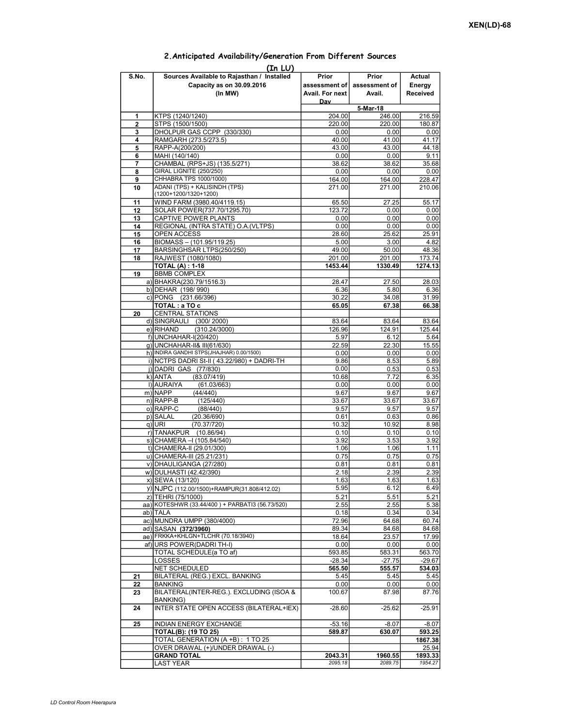XEN(LD)-68

## 2.Anticipated Availability/Generation From Different Sources

**(In LU)**

| S.No. | Sources Available to Rajasthan / Installed Capacity as on 30.09.2016 (In MW) | Prior assessment of Avail. For next Day | Prior assessment of Avail. | Actual Energy Received |
|---|---|---|---|---|
| | | | 5-Mar-18 | |
| 1 | KTPS (1240/1240) | 204.00 | 246.00 | 216.59 |
| 2 | STPS (1500/1500) | 220.00 | 220.00 | 180.87 |
| 3 | DHOLPUR GAS CCPP (330/330) | 0.00 | 0.00 | 0.00 |
| 4 | RAMGARH (273.5/273.5) | 40.00 | 41.00 | 41.17 |
| 5 | RAPP-A(200/200) | 43.00 | 43.00 | 44.18 |
| 6 | MAHI (140/140) | 0.00 | 0.00 | 9.11 |
| 7 | CHAMBAL (RPS+JS) (135.5/271) | 38.62 | 38.62 | 35.68 |
| 8 | GIRAL LIGNITE (250/250) | 0.00 | 0.00 | 0.00 |
| 9 | CHHABRA TPS 1000/1000) | 164.00 | 164.00 | 228.47 |
| 10 | ADANI (TPS) + KALISINDH (TPS) (1200+1200/1320+1200) | 271.00 | 271.00 | 210.06 |
| 11 | WIND FARM (3980.40/4119.15) | 65.50 | 27.25 | 55.17 |
| 12 | SOLAR POWER(737.70/1295.70) | 123.72 | 0.00 | 0.00 |
| 13 | CAPTIVE POWER PLANTS | 0.00 | 0.00 | 0.00 |
| 14 | REGIONAL (INTRA STATE) O.A.(VLTPS) | 0.00 | 0.00 | 0.00 |
| 15 | OPEN ACCESS | 28.60 | 25.62 | 25.91 |
| 16 | BIOMASS – (101.95/119.25) | 5.00 | 3.00 | 4.82 |
| 17 | BARSINGHSAR LTPS(250/250) | 49.00 | 50.00 | 48.36 |
| 18 | RAJWEST (1080/1080) | 201.00 | 201.00 | 173.74 |
| | **TOTAL (A) : 1-18** | **1453.44** | **1330.49** | **1274.13** |
| 19 | BBMB COMPLEX | | | |
| a) | BHAKRA(230.79/1516.3) | 28.47 | 27.50 | 28.03 |
| b) | DEHAR (198/ 990) | 6.36 | 5.80 | 6.36 |
| c) | PONG (231.66/396) | 30.22 | 34.08 | 31.99 |
| | **TOTAL : a TO c** | **65.05** | **67.38** | **66.38** |
| 20 | CENTRAL STATIONS | | | |
| d) | SINGRAULI (300/ 2000) | 83.64 | 83.64 | 83.64 |
| e) | RIHAND (310.24/3000) | 126.96 | 124.91 | 125.44 |
| f) | UNCHAHAR-I(20/420) | 5.97 | 6.12 | 5.64 |
| g) | UNCHAHAR-II& III(61/630) | 22.59 | 22.30 | 15.55 |
| h) | INDIRA GANDHI STPS(JHAJHAR) 0.00/1500) | 0.00 | 0.00 | 0.00 |
| i) | NCTPS DADRI St-II ( 43.22/980) + DADRI-TH | 9.86 | 8.53 | 5.89 |
| j) | DADRI GAS (77/830) | 0.00 | 0.53 | 0.53 |
| k) | ANTA (83.07/419) | 10.68 | 7.72 | 6.35 |
| l) | AURAIYA (61.03/663) | 0.00 | 0.00 | 0.00 |
| m) | NAPP (44/440) | 9.67 | 9.67 | 9.67 |
| n) | RAPP-B (125/440) | 33.67 | 33.67 | 33.67 |
| o) | RAPP-C (88/440) | 9.57 | 9.57 | 9.57 |
| p) | SALAL (20.36/690) | 0.61 | 0.63 | 0.86 |
| q) | URI (70.37/720) | 10.32 | 10.92 | 8.98 |
| r) | TANAKPUR (10.86/94) | 0.10 | 0.10 | 0.10 |
| s) | CHAMERA –I (105.84/540) | 3.92 | 3.53 | 3.92 |
| t) | CHAMERA-II (29.01/300) | 1.06 | 1.06 | 1.11 |
| u) | CHAMERA-III (25.21/231) | 0.75 | 0.75 | 0.75 |
| v) | DHAULIGANGA (27/280) | 0.81 | 0.81 | 0.81 |
| w) | DULHASTI (42.42/390) | 2.18 | 2.39 | 2.39 |
| x) | SEWA (13/120) | 1.63 | 1.63 | 1.63 |
| y) | NJPC (112.00/1500)+RAMPUR(31.808/412.02) | 5.95 | 6.12 | 6.49 |
| z) | TEHRI (75/1000) | 5.21 | 5.51 | 5.21 |
| aa) | KOTESHWR (33.44/400 ) + PARBATI3 (56.73/520) | 2.55 | 2.55 | 5.38 |
| ab) | TALA | 0.18 | 0.34 | 0.34 |
| ac) | MUNDRA UMPP (380/4000) | 72.96 | 64.68 | 60.74 |
| ad) | SASAN **(372/3960)** | 89.34 | 84.68 | 84.68 |
| ae) | FRKKA+KHLGN+TLCHR (70.18/3940) | 18.64 | 23.57 | 17.99 |
| af) | URS POWER(DADRI TH-I) | 0.00 | 0.00 | 0.00 |
| | TOTAL SCHEDULE(a TO af) | 593.85 | 583.31 | 563.70 |
| | LOSSES | -28.34 | -27.75 | -29.67 |
| | NET SCHEDULED | **565.50** | **555.57** | **534.03** |
| 21 | BILATERAL (REG.) EXCL. BANKING | 5.45 | 5.45 | 5.45 |
| 22 | BANKING | 0.00 | 0.00 | 0.00 |
| 23 | BILATERAL(INTER-REG.). EXCLUDING (ISOA & BANKING) | 100.67 | 87.98 | 87.76 |
| 24 | INTER STATE OPEN ACCESS (BILATERAL+IEX) | -28.60 | -25.62 | -25.91 |
| 25 | INDIAN ENERGY EXCHANGE | -53.16 | -8.07 | -8.07 |
| | **TOTAL(B): (19 TO 25)** | **589.87** | **630.07** | **593.25** |
| | TOTAL GENERATION (A +B) : 1 TO 25 | | | **1867.38** |
| | OVER DRAWAL (+)/UNDER DRAWAL (-) | | | 25.94 |
| | **GRAND TOTAL** | **2043.31** | **1960.55** | **1893.33** |
| | LAST YEAR | *2095.18* | *2089.75* | *1954.27* |

*LD Control Room Heerapura*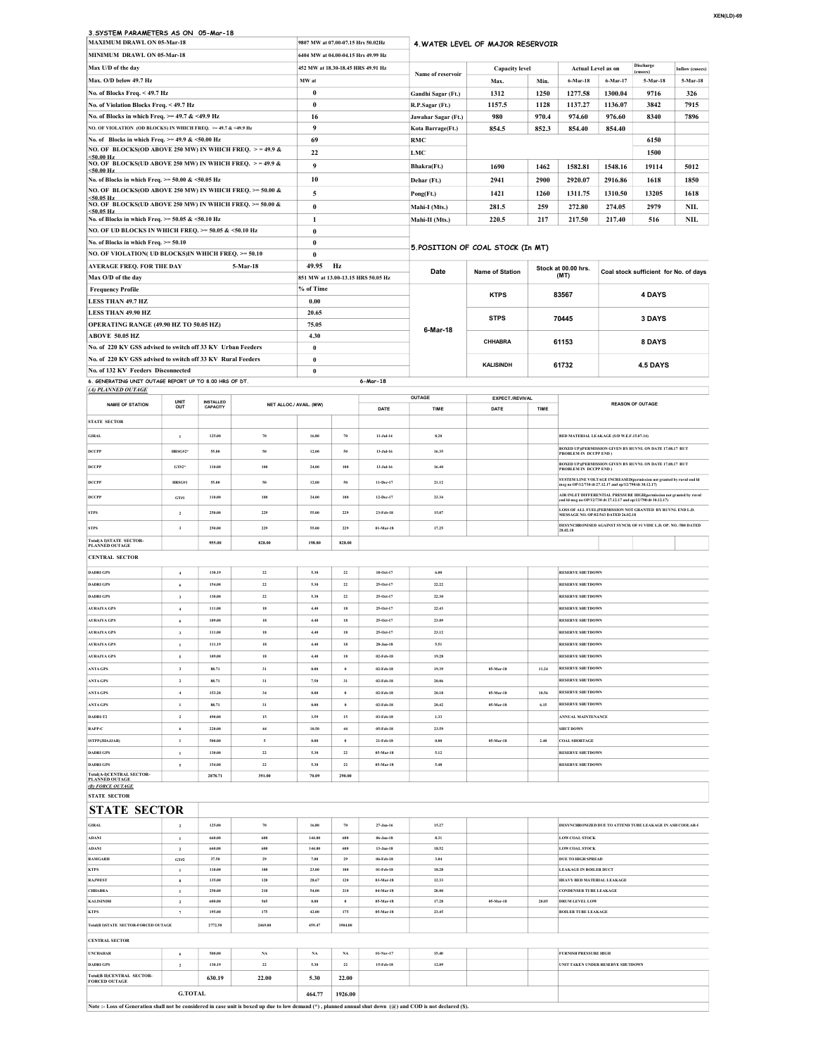## 3. SYSTEM PARAMETERS AS ON 05-Mar-18

| | |
|---|---|
| MAXIMUM DRAWL ON 05-Mar-18 | 9807 MW at 07.00-07.15 Hrs 50.02Hz |
| MINIMUM DRAWL ON 05-Mar-18 | 6404 MW at 04.00-04.15 Hrs 49.99 Hz |
| Max U/D of the day | 452 MW at 18.30-18.45 HRS 49.91 Hz |
| Max. O/D below 49.7 Hz | MW at |
| No. of Blocks Freq. < 49.7 Hz | 0 |
| No. of Violation Blocks Freq. < 49.7 Hz | 0 |
| No. of Blocks in which Freq. >= 49.7 & <49.9 Hz | 16 |
| NO. OF VIOLATION (OD BLOCKS) IN WHICH FREQ. >= 49.7 & <49.9 Hz | 9 |
| No. of Blocks in which Freq. >= 49.9 & <50.00 Hz | 69 |
| NO. OF BLOCKS(OD ABOVE 250 MW) IN WHICH FREQ. > = 49.9 & <50.00 Hz | 22 |
| NO. OF BLOCKS(UD ABOVE 250 MW) IN WHICH FREQ. > = 49.9 & <50.00 Hz | 9 |
| No. of Blocks in which Freq. >= 50.00 & <50.05 Hz | 10 |
| NO. OF BLOCKS(OD ABOVE 250 MW) IN WHICH FREQ. >= 50.00 & <50.05 Hz | 5 |
| NO. OF BLOCKS(UD ABOVE 250 MW) IN WHICH FREQ. >= 50.00 & <50.05 Hz | 0 |
| No. of Blocks in which Freq. >= 50.05 & <50.10 Hz | 1 |
| NO. OF UD BLOCKS IN WHICH FREQ. >= 50.05 & <50.10 Hz | 0 |
| No. of Blocks in which Freq. >= 50.10 | 0 |
| NO. OF VIOLATION( UD BLOCKS)IN WHICH FREQ. >= 50.10 | 0 |
| AVERAGE FREQ. FOR THE DAY 5-Mar-18 | 49.95 Hz |
| Max O/D of the day | 851 MW at 13.00-13.15 HRS 50.05 Hz |
| Frequency Profile | % of Time |
| LESS THAN 49.7 HZ | 0.00 |
| LESS THAN 49.90 HZ | 20.65 |
| OPERATING RANGE (49.90 HZ TO 50.05 HZ) | 75.05 |
| ABOVE 50.05 HZ | 4.30 |
| No. of 220 KV GSS advised to switch off 33 KV Urban Feeders | 0 |
| No. of 220 KV GSS advised to switch off 33 KV Rural Feeders | 0 |
| No. of 132 KV Feeders Disconnected | 0 |

## 4. WATER LEVEL OF MAJOR RESERVOIR

| Name of reservoir | Capacity level | | Actual Level as on | | Discharge (cusecs) | Inflow (cusecs) |
|---|---|---|---|---|---|---|
| | Max. | Min. | 6-Mar-18 | 6-Mar-17 | 5-Mar-18 | 5-Mar-18 |
| Gandhi Sagar (Ft.) | 1312 | 1250 | 1277.58 | 1300.04 | 9716 | 326 |
| R.P.Sagar (Ft.) | 1157.5 | 1128 | 1137.27 | 1136.07 | 3842 | 7915 |
| Jawahar Sagar (Ft.) | 980 | 970.4 | 974.60 | 976.60 | 8340 | 7896 |
| Kota Barrage(Ft.) | 854.5 | 852.3 | 854.40 | 854.40 | | |
| RMC | | | | | 6150 | |
| LMC | | | | | 1500 | |
| Bhakra(Ft.) | 1690 | 1462 | 1582.81 | 1548.16 | 19114 | 5012 |
| Dehar (Ft.) | 2941 | 2900 | 2920.07 | 2916.86 | 1618 | 1850 |
| Pong(Ft.) | 1421 | 1260 | 1311.75 | 1310.50 | 13205 | 1618 |
| Mahi-I (Mts.) | 281.5 | 259 | 272.80 | 274.05 | 2979 | NIL |
| Mahi-II (Mts.) | 220.5 | 217 | 217.50 | 217.40 | 516 | NIL |

## 5. POSITION OF COAL STOCK (In MT)

| Date | Name of Station | Stock at 00.00 hrs. (MT) | Coal stock sufficient for No. of days |
|---|---|---|---|
| 6-Mar-18 | KTPS | 83567 | 4 DAYS |
| | STPS | 70445 | 3 DAYS |
| | CHHABRA | 61153 | 8 DAYS |
| | KALISINDH | 61732 | 4.5 DAYS |

## 6. GENERATING UNIT OUTAGE REPORT UP TO 8.00 HRS OF DT. 6-Mar-18

### (A) PLANNED OUTAGE

| NAME OF STATION | UNIT OUT | INSTALLED CAPACITY | NET ALLOC./ AVAIL. (MW) | | | OUTAGE DATE | OUTAGE TIME | EXPECT./REVIVAL DATE | EXPECT./REVIVAL TIME | REASON OF OUTAGE |
|---|---|---|---|---|---|---|---|---|---|---|
| **STATE SECTOR** | | | | | | | | | | |
| GIRAL | 1 | 125.00 | 70 | 16.80 | 70 | 11-Jul-14 | 8.20 | | | BED MATERIAL LEAKAGE (S/D W.E.F.15.07.14) |
| DCCPP | HRSG#2* | 55.00 | 50 | 12.00 | 50 | 13-Jul-16 | 16.35 | | | BOXED UP@PERMISSION GIVEN BY RUVNL ON DATE 17.08.17 BUT PROBLEM IN DCCPP END ) |
| DCCPP | GT#2* | 110.00 | 100 | 24.00 | 100 | 13-Jul-16 | 16.40 | | | BOXED UP@PERMISSION GIVEN BY RUVNL ON DATE 17.08.17 BUT PROBLEM IN DCCPP END ) |
| DCCPP | HRSG#1 | 55.00 | 50 | 12.00 | 50 | 11-Dec-17 | 21.12 | | | SYSTEM LINE VOLTAGE INCREASED(permission not granted by ruvnl end ld msg no OP/12/730 dt 27.12.17 and op/12/790/dt 30.12.17) |
| DCCPP | GT#1 | 110.00 | 100 | 24.00 | 100 | 12-Dec-17 | 23.34 | | | AIR INLET DIFFERENTIAL PRESSURE HIGH(permission not granted by ruvnl end ld msg no OP/12/730 dt 27.12.17 and op/12/790/dt 30.12.17) |
| STPS | 2 | 250.00 | 229 | 55.00 | 229 | 23-Feb-18 | 15.07 | | | LOSS OF ALL FUEL(PERMISSION NOT GRANTED BY RUVNL END L.D. MESSAGE NO. OP/02/543 DATED 26.02.18 |
| STPS | 3 | 250.00 | 229 | 55.00 | 229 | 01-Mar-18 | 17.25 | | | DESYNCHRONISED AGAINST SYNCH. OF #1 VIDE L.D. OP. NO. /580 DATED 28.02.18 |
| Total(A I)STATE SECTOR-PLANNED OUTAGE | | 955.00 | 828.00 | 198.80 | 828.00 | | | | | |
| **CENTRAL SECTOR** | | | | | | | | | | |
| DADRI GPS | 4 | 130.19 | 22 | 5.30 | 22 | 18-Oct-17 | 6.00 | | | RESERVE SHUTDOWN |
| DADRI GPS | 6 | 154.00 | 22 | 5.30 | 22 | 25-Oct-17 | 22.22 | | | RESERVE SHUTDOWN |
| DADRI GPS | 3 | 130.00 | 22 | 5.30 | 22 | 25-Oct-17 | 22.30 | | | RESERVE SHUTDOWN |
| AURAIYA GPS | 4 | 111.00 | 18 | 4.40 | 18 | 25-Oct-17 | 22.43 | | | RESERVE SHUTDOWN |
| AURAIYA GPS | 6 | 109.00 | 18 | 4.40 | 18 | 25-Oct-17 | 23.09 | | | RESERVE SHUTDOWN |
| AURAIYA GPS | 3 | 111.00 | 18 | 4.40 | 18 | 25-Oct-17 | 23.12 | | | RESERVE SHUTDOWN |
| AURAIYA GPS | 1 | 111.19 | 18 | 4.40 | 18 | 28-Jan-18 | 5.51 | | | RESERVE SHUTDOWN |
| AURAIYA GPS | 5 | 109.00 | 18 | 4.40 | 18 | 02-Feb-18 | 19.28 | | | RESERVE SHUTDOWN |
| ANTA GPS | 3 | 88.71 | 31 | 0.00 | 0 | 02-Feb-18 | 19.39 | 05-Mar-18 | 11.24 | RESERVE SHUTDOWN |
| ANTA GPS | 2 | 88.71 | 31 | 7.50 | 31 | 02-Feb-18 | 20.06 | | | RESERVE SHUTDOWN |
| ANTA GPS | 4 | 153.20 | 34 | 0.00 | 0 | 02-Feb-18 | 20.18 | 05-Mar-18 | 10.56 | RESERVE SHUTDOWN |
| ANTA GPS | 1 | 88.71 | 31 | 0.00 | 0 | 02-Feb-18 | 20.42 | 05-Mar-18 | 6.15 | RESERVE SHUTDOWN |
| DADRI-T2 | 2 | 490.00 | 15 | 3.59 | 15 | 03-Feb-18 | 1.33 | | | ANNUAL MAINTENANCE |
| RAPP-C | 6 | 220.00 | 44 | 10.50 | 44 | 05-Feb-18 | 23.59 | | | SHUT DOWN |
| ISTPP(JHAJJAR) | 1 | 500.00 | 5 | 0.00 | 0 | 21-Feb-18 | 0.00 | 05-Mar-18 | 2.40 | COAL SHORTAGE |
| DADRI GPS | 1 | 130.00 | 22 | 5.30 | 22 | 05-Mar-18 | 5.12 | | | RESERVE SHUTDOWN |
| DADRI GPS | 5 | 154.00 | 22 | 5.30 | 22 | 05-Mar-18 | 5.48 | | | RESERVE SHUTDOWN |
| Total(A-I)CENTRAL SECTOR-PLANNED OUTAGE | | 2878.71 | 391.00 | 70.09 | 290.00 | | | | | |

### (B) FORCE OUTAGE

| NAME OF STATION | UNIT OUT | INSTALLED CAPACITY | NET ALLOC./ AVAIL. (MW) | | | OUTAGE DATE | OUTAGE TIME | EXPECT./REVIVAL DATE | EXPECT./REVIVAL TIME | REASON OF OUTAGE |
|---|---|---|---|---|---|---|---|---|---|---|
| **STATE SECTOR** | | | | | | | | | | |
| GIRAL | 2 | 125.00 | 70 | 16.80 | 70 | 27-Jan-16 | 15.27 | | | DESYNCHRONIZED DUE TO ATTEND TUBE LEAKAGE IN ASH COOLAR-I |
| ADANI | 1 | 660.00 | 600 | 144.00 | 600 | 06-Jan-18 | 8.31 | | | LOW COAL STOCK |
| ADANI | 2 | 660.00 | 600 | 144.00 | 600 | 13-Jan-18 | 18.52 | | | LOW COAL STOCK |
| RAMGARH | GT#2 | 37.50 | 29 | 7.00 | 29 | 06-Feb-18 | 3.04 | | | DUE TO HIGH SPREAD |
| KTPS | 1 | 110.00 | 100 | 23.00 | 100 | 01-Feb-18 | 18.28 | | | LEAKAGE IN BOILER DUCT |
| RAJWEST | 8 | 135.00 | 120 | 28.67 | 120 | 03-Mar-18 | 12.33 | | | HEAVY BED MATERIAL LEAKAGE |
| CHHABRA | 1 | 250.00 | 210 | 54.00 | 210 | 04-Mar-18 | 20.00 | | | CONDENSER TUBE LEAKAGE |
| KALISINDH | 2 | 600.00 | 565 | 0.00 | 0 | 05-Mar-18 | 17.28 | 05-Mar-18 | 20.05 | DRUM LEVEL LOW |
| KTPS | 7 | 195.00 | 175 | 42.00 | 175 | 05-Mar-18 | 23.45 | | | BOILER TUBE LEAKAGE |
| Total(B I)STATE SECTOR-FORCED OUTAGE | | 2772.50 | 2469.00 | 459.47 | 1904.00 | | | | | |
| **CENTRAL SECTOR** | | | | | | | | | | |
| UNCHAHAR | 6 | 500.00 | NA | NA | NA | 01-Nov-17 | 15.40 | | | FURNISH PRESSURE HIGH |
| DADRI GPS | 2 | 130.19 | 22 | 5.30 | 22 | 15-Feb-18 | 12.09 | | | UNIT TAKEN UNDER RESERVE SHUTDOWN |
| Total(B II)CENTRAL SECTOR-FORCED OUTAGE | | 630.19 | 22.00 | 5.30 | 22.00 | | | | | |
| G.TOTAL | | | | 464.77 | 1926.00 | | | | | |

Note :- Loss of Generation shall not be considered in case unit is boxed up due to low demand (*) , planned annual shut down (@) and COD is not declared ($).